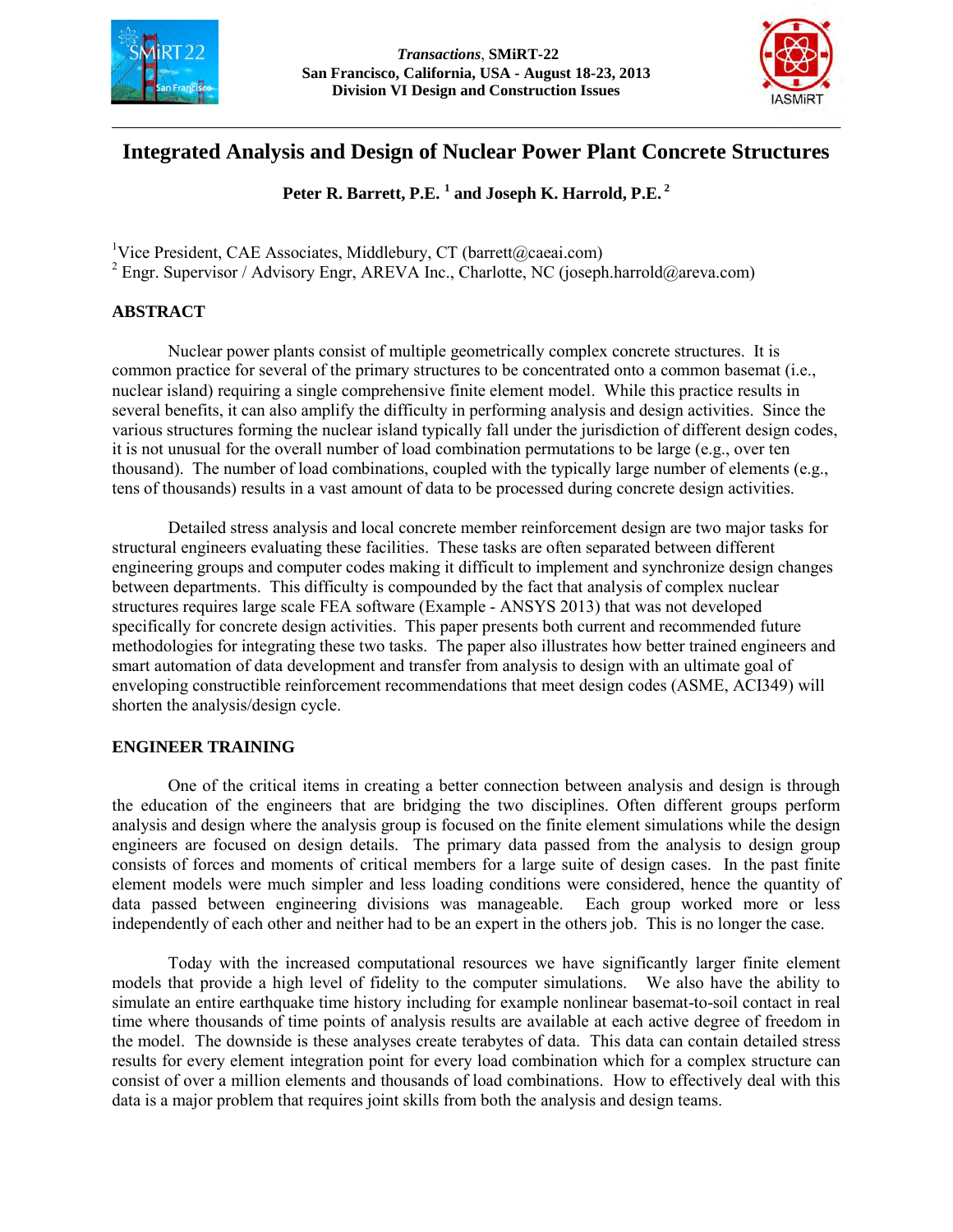# Integrated Analysis and Design of Nuclear Power Plant Concrete Structures

**Peter R. Barrett, P.E. [1] and Joseph K. Harrold, P.E. [2]**

[1] Vice President, CAE Associates, Middlebury, CT (barrett@caeai.com)
[2] Engr. Supervisor / Advisory Engr, AREVA Inc., Charlotte, NC (joseph.harrold@areva.com)

## ABSTRACT

Nuclear power plants consist of multiple geometrically complex concrete structures. It is common practice for several of the primary structures to be concentrated onto a common basemat (i.e., nuclear island) requiring a single comprehensive finite element model. While this practice results in several benefits, it can also amplify the difficulty in performing analysis and design activities. Since the various structures forming the nuclear island typically fall under the jurisdiction of different design codes, it is not unusual for the overall number of load combination permutations to be large (e.g., over ten thousand). The number of load combinations, coupled with the typically large number of elements (e.g., tens of thousands) results in a vast amount of data to be processed during concrete design activities.

Detailed stress analysis and local concrete member reinforcement design are two major tasks for structural engineers evaluating these facilities. These tasks are often separated between different engineering groups and computer codes making it difficult to implement and synchronize design changes between departments. This difficulty is compounded by the fact that analysis of complex nuclear structures requires large scale FEA software (Example - ANSYS 2013) that was not developed specifically for concrete design activities. This paper presents both current and recommended future methodologies for integrating these two tasks. The paper also illustrates how better trained engineers and smart automation of data development and transfer from analysis to design with an ultimate goal of enveloping constructible reinforcement recommendations that meet design codes (ASME, ACI349) will shorten the analysis/design cycle.

## ENGINEER TRAINING

One of the critical items in creating a better connection between analysis and design is through the education of the engineers that are bridging the two disciplines. Often different groups perform analysis and design where the analysis group is focused on the finite element simulations while the design engineers are focused on design details. The primary data passed from the analysis to design group consists of forces and moments of critical members for a large suite of design cases. In the past finite element models were much simpler and less loading conditions were considered, hence the quantity of data passed between engineering divisions was manageable. Each group worked more or less independently of each other and neither had to be an expert in the others job. This is no longer the case.

Today with the increased computational resources we have significantly larger finite element models that provide a high level of fidelity to the computer simulations. We also have the ability to simulate an entire earthquake time history including for example nonlinear basemat-to-soil contact in real time where thousands of time points of analysis results are available at each active degree of freedom in the model. The downside is these analyses create terabytes of data. This data can contain detailed stress results for every element integration point for every load combination which for a complex structure can consist of over a million elements and thousands of load combinations. How to effectively deal with this data is a major problem that requires joint skills from both the analysis and design teams.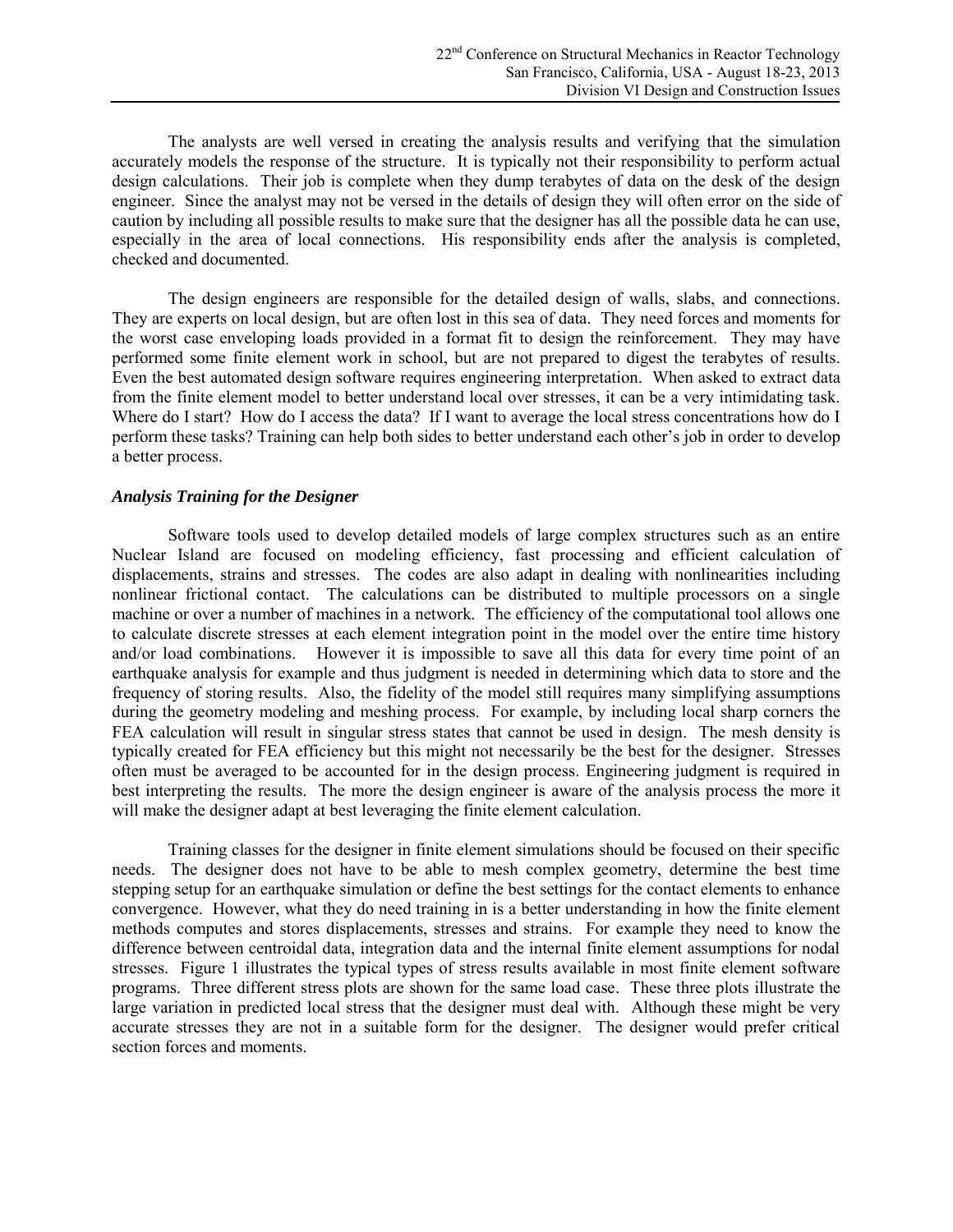The analysts are well versed in creating the analysis results and verifying that the simulation accurately models the response of the structure. It is typically not their responsibility to perform actual design calculations. Their job is complete when they dump terabytes of data on the desk of the design engineer. Since the analyst may not be versed in the details of design they will often error on the side of caution by including all possible results to make sure that the designer has all the possible data he can use, especially in the area of local connections. His responsibility ends after the analysis is completed, checked and documented.

The design engineers are responsible for the detailed design of walls, slabs, and connections. They are experts on local design, but are often lost in this sea of data. They need forces and moments for the worst case enveloping loads provided in a format fit to design the reinforcement. They may have performed some finite element work in school, but are not prepared to digest the terabytes of results. Even the best automated design software requires engineering interpretation. When asked to extract data from the finite element model to better understand local over stresses, it can be a very intimidating task. Where do I start? How do I access the data? If I want to average the local stress concentrations how do I perform these tasks? Training can help both sides to better understand each other's job in order to develop a better process.

### *Analysis Training for the Designer*

Software tools used to develop detailed models of large complex structures such as an entire Nuclear Island are focused on modeling efficiency, fast processing and efficient calculation of displacements, strains and stresses. The codes are also adapt in dealing with nonlinearities including nonlinear frictional contact. The calculations can be distributed to multiple processors on a single machine or over a number of machines in a network. The efficiency of the computational tool allows one to calculate discrete stresses at each element integration point in the model over the entire time history and/or load combinations. However it is impossible to save all this data for every time point of an earthquake analysis for example and thus judgment is needed in determining which data to store and the frequency of storing results. Also, the fidelity of the model still requires many simplifying assumptions during the geometry modeling and meshing process. For example, by including local sharp corners the FEA calculation will result in singular stress states that cannot be used in design. The mesh density is typically created for FEA efficiency but this might not necessarily be the best for the designer. Stresses often must be averaged to be accounted for in the design process. Engineering judgment is required in best interpreting the results. The more the design engineer is aware of the analysis process the more it will make the designer adapt at best leveraging the finite element calculation.

Training classes for the designer in finite element simulations should be focused on their specific needs. The designer does not have to be able to mesh complex geometry, determine the best time stepping setup for an earthquake simulation or define the best settings for the contact elements to enhance convergence. However, what they do need training in is a better understanding in how the finite element methods computes and stores displacements, stresses and strains. For example they need to know the difference between centroidal data, integration data and the internal finite element assumptions for nodal stresses. Figure 1 illustrates the typical types of stress results available in most finite element software programs. Three different stress plots are shown for the same load case. These three plots illustrate the large variation in predicted local stress that the designer must deal with. Although these might be very accurate stresses they are not in a suitable form for the designer. The designer would prefer critical section forces and moments.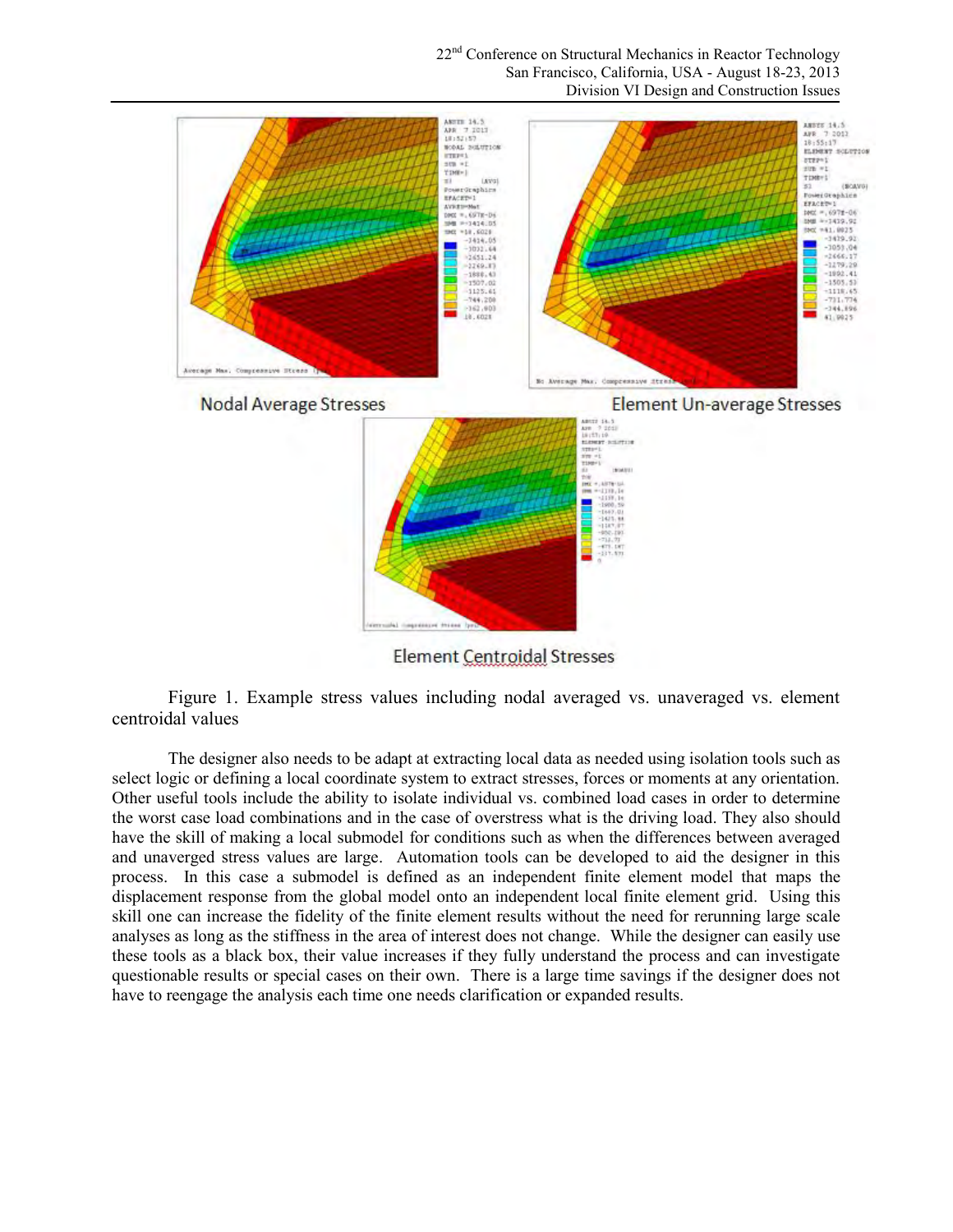Nodal Average Stresses

Element Un-average Stresses

Element Centroidal Stresses

Figure 1. Example stress values including nodal averaged vs. unaveraged vs. element centroidal values

The designer also needs to be adapt at extracting local data as needed using isolation tools such as select logic or defining a local coordinate system to extract stresses, forces or moments at any orientation. Other useful tools include the ability to isolate individual vs. combined load cases in order to determine the worst case load combinations and in the case of overstress what is the driving load. They also should have the skill of making a local submodel for conditions such as when the differences between averaged and unaverged stress values are large. Automation tools can be developed to aid the designer in this process. In this case a submodel is defined as an independent finite element model that maps the displacement response from the global model onto an independent local finite element grid. Using this skill one can increase the fidelity of the finite element results without the need for rerunning large scale analyses as long as the stiffness in the area of interest does not change. While the designer can easily use these tools as a black box, their value increases if they fully understand the process and can investigate questionable results or special cases on their own. There is a large time savings if the designer does not have to reengage the analysis each time one needs clarification or expanded results.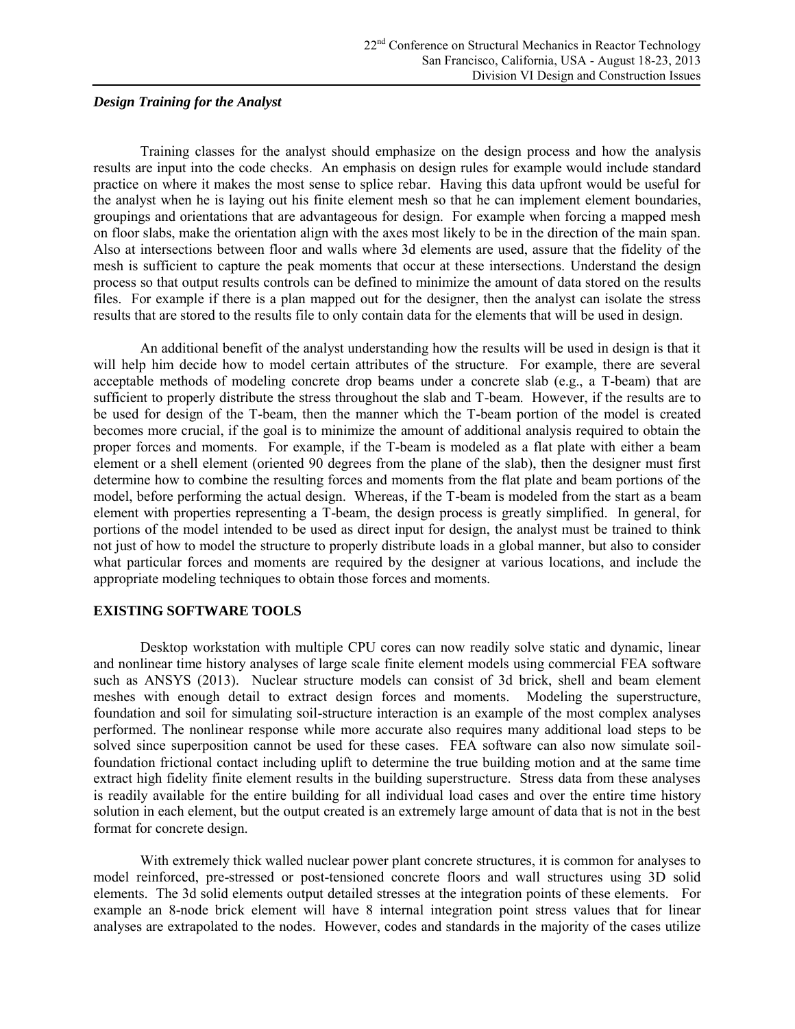### *Design Training for the Analyst*

Training classes for the analyst should emphasize on the design process and how the analysis results are input into the code checks. An emphasis on design rules for example would include standard practice on where it makes the most sense to splice rebar. Having this data upfront would be useful for the analyst when he is laying out his finite element mesh so that he can implement element boundaries, groupings and orientations that are advantageous for design. For example when forcing a mapped mesh on floor slabs, make the orientation align with the axes most likely to be in the direction of the main span. Also at intersections between floor and walls where 3d elements are used, assure that the fidelity of the mesh is sufficient to capture the peak moments that occur at these intersections. Understand the design process so that output results controls can be defined to minimize the amount of data stored on the results files. For example if there is a plan mapped out for the designer, then the analyst can isolate the stress results that are stored to the results file to only contain data for the elements that will be used in design.

An additional benefit of the analyst understanding how the results will be used in design is that it will help him decide how to model certain attributes of the structure. For example, there are several acceptable methods of modeling concrete drop beams under a concrete slab (e.g., a T-beam) that are sufficient to properly distribute the stress throughout the slab and T-beam. However, if the results are to be used for design of the T-beam, then the manner which the T-beam portion of the model is created becomes more crucial, if the goal is to minimize the amount of additional analysis required to obtain the proper forces and moments. For example, if the T-beam is modeled as a flat plate with either a beam element or a shell element (oriented 90 degrees from the plane of the slab), then the designer must first determine how to combine the resulting forces and moments from the flat plate and beam portions of the model, before performing the actual design. Whereas, if the T-beam is modeled from the start as a beam element with properties representing a T-beam, the design process is greatly simplified. In general, for portions of the model intended to be used as direct input for design, the analyst must be trained to think not just of how to model the structure to properly distribute loads in a global manner, but also to consider what particular forces and moments are required by the designer at various locations, and include the appropriate modeling techniques to obtain those forces and moments.

## EXISTING SOFTWARE TOOLS

Desktop workstation with multiple CPU cores can now readily solve static and dynamic, linear and nonlinear time history analyses of large scale finite element models using commercial FEA software such as ANSYS (2013). Nuclear structure models can consist of 3d brick, shell and beam element meshes with enough detail to extract design forces and moments. Modeling the superstructure, foundation and soil for simulating soil-structure interaction is an example of the most complex analyses performed. The nonlinear response while more accurate also requires many additional load steps to be solved since superposition cannot be used for these cases. FEA software can also now simulate soil-foundation frictional contact including uplift to determine the true building motion and at the same time extract high fidelity finite element results in the building superstructure. Stress data from these analyses is readily available for the entire building for all individual load cases and over the entire time history solution in each element, but the output created is an extremely large amount of data that is not in the best format for concrete design.

With extremely thick walled nuclear power plant concrete structures, it is common for analyses to model reinforced, pre-stressed or post-tensioned concrete floors and wall structures using 3D solid elements. The 3d solid elements output detailed stresses at the integration points of these elements. For example an 8-node brick element will have 8 internal integration point stress values that for linear analyses are extrapolated to the nodes. However, codes and standards in the majority of the cases utilize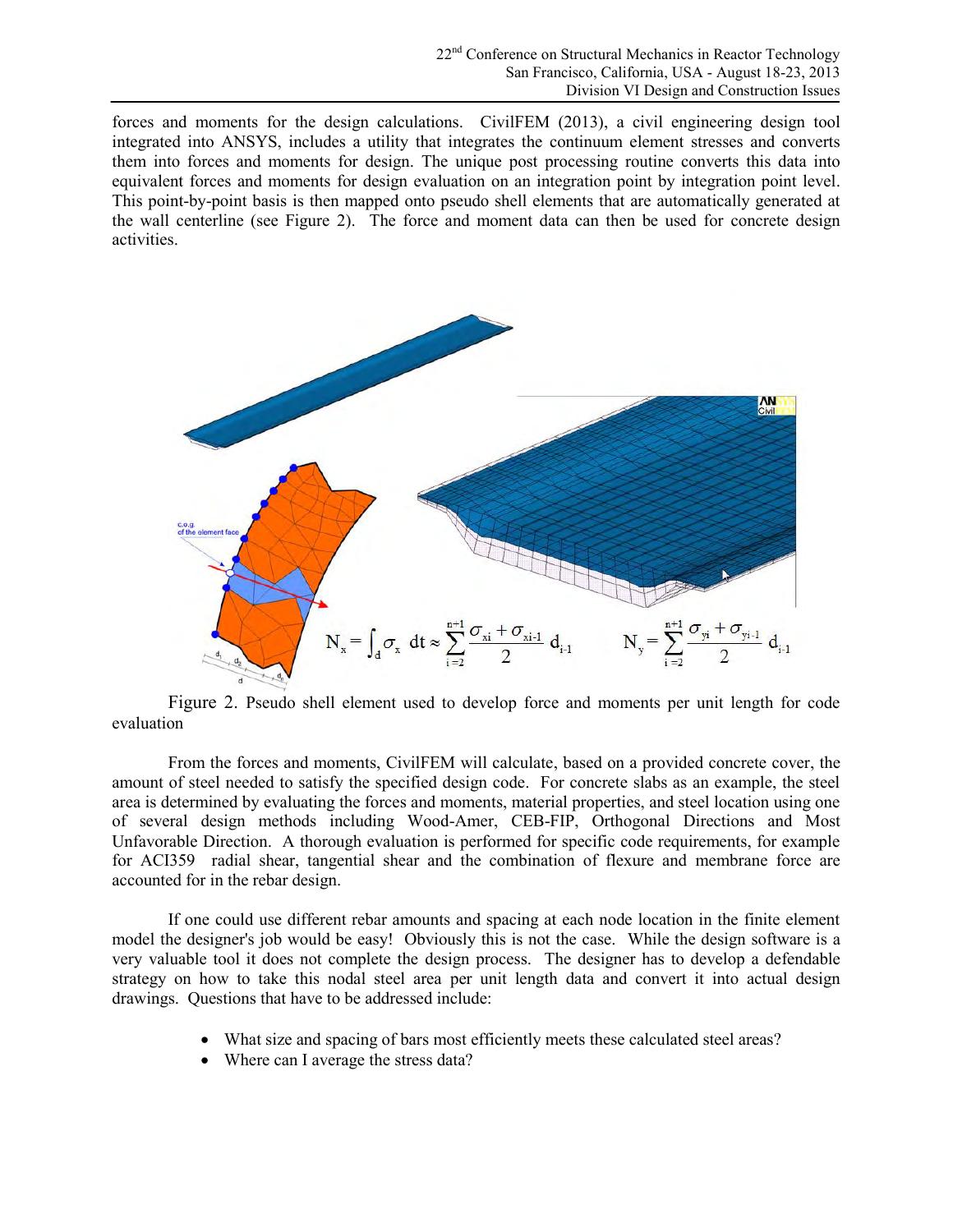forces and moments for the design calculations. CivilFEM (2013), a civil engineering design tool integrated into ANSYS, includes a utility that integrates the continuum element stresses and converts them into forces and moments for design. The unique post processing routine converts this data into equivalent forces and moments for design evaluation on an integration point by integration point level. This point-by-point basis is then mapped onto pseudo shell elements that are automatically generated at the wall centerline (see Figure 2). The force and moment data can then be used for concrete design activities.

$$N_x = \int_d \sigma_x \, dt \approx \sum_{i=2}^{n+1} \frac{\sigma_{xi} + \sigma_{xi\text{-}1}}{2} d_{i\text{-}1} \qquad N_y = \sum_{i=2}^{n+1} \frac{\sigma_{yi} + \sigma_{yi\text{-}1}}{2} d_{i\text{-}1}$$

Figure 2. Pseudo shell element used to develop force and moments per unit length for code evaluation

From the forces and moments, CivilFEM will calculate, based on a provided concrete cover, the amount of steel needed to satisfy the specified design code. For concrete slabs as an example, the steel area is determined by evaluating the forces and moments, material properties, and steel location using one of several design methods including Wood-Amer, CEB-FIP, Orthogonal Directions and Most Unfavorable Direction. A thorough evaluation is performed for specific code requirements, for example for ACI359 radial shear, tangential shear and the combination of flexure and membrane force are accounted for in the rebar design.

If one could use different rebar amounts and spacing at each node location in the finite element model the designer's job would be easy! Obviously this is not the case. While the design software is a very valuable tool it does not complete the design process. The designer has to develop a defendable strategy on how to take this nodal steel area per unit length data and convert it into actual design drawings. Questions that have to be addressed include:

- What size and spacing of bars most efficiently meets these calculated steel areas?
- Where can I average the stress data?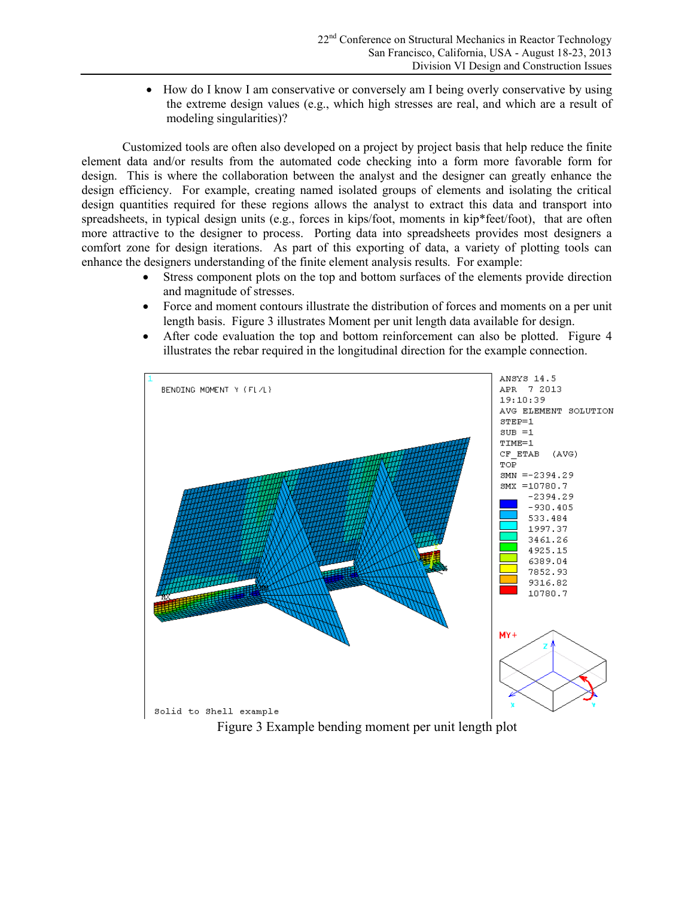- How do I know I am conservative or conversely am I being overly conservative by using the extreme design values (e.g., which high stresses are real, and which are a result of modeling singularities)?

Customized tools are often also developed on a project by project basis that help reduce the finite element data and/or results from the automated code checking into a form more favorable form for design. This is where the collaboration between the analyst and the designer can greatly enhance the design efficiency. For example, creating named isolated groups of elements and isolating the critical design quantities required for these regions allows the analyst to extract this data and transport into spreadsheets, in typical design units (e.g., forces in kips/foot, moments in kip*feet/foot), that are often more attractive to the designer to process. Porting data into spreadsheets provides most designers a comfort zone for design iterations. As part of this exporting of data, a variety of plotting tools can enhance the designers understanding of the finite element analysis results. For example:

- Stress component plots on the top and bottom surfaces of the elements provide direction and magnitude of stresses.
- Force and moment contours illustrate the distribution of forces and moments on a per unit length basis. Figure 3 illustrates Moment per unit length data available for design.
- After code evaluation the top and bottom reinforcement can also be plotted. Figure 4 illustrates the rebar required in the longitudinal direction for the example connection.

Figure 3 Example bending moment per unit length plot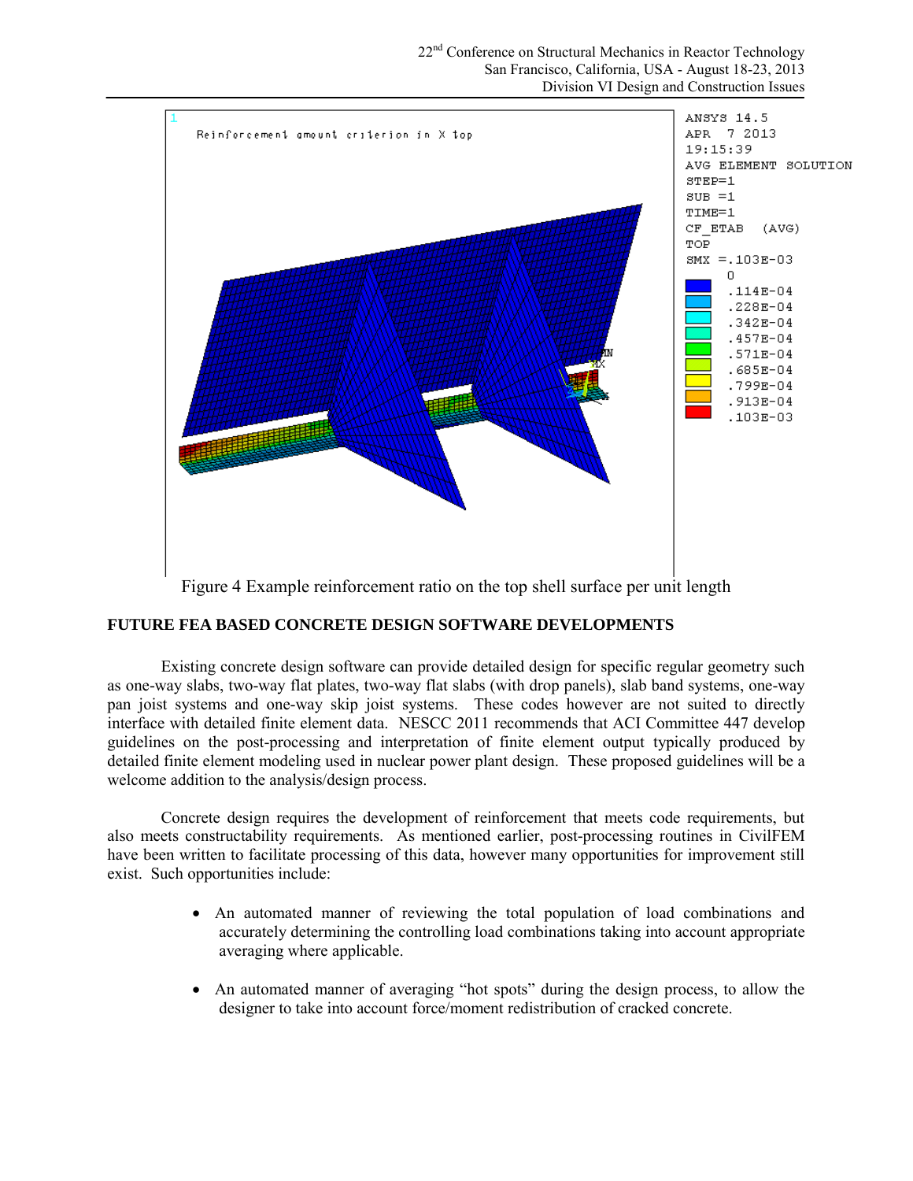Figure 4 Example reinforcement ratio on the top shell surface per unit length

## FUTURE FEA BASED CONCRETE DESIGN SOFTWARE DEVELOPMENTS

Existing concrete design software can provide detailed design for specific regular geometry such as one-way slabs, two-way flat plates, two-way flat slabs (with drop panels), slab band systems, one-way pan joist systems and one-way skip joist systems. These codes however are not suited to directly interface with detailed finite element data. NESCC 2011 recommends that ACI Committee 447 develop guidelines on the post-processing and interpretation of finite element output typically produced by detailed finite element modeling used in nuclear power plant design. These proposed guidelines will be a welcome addition to the analysis/design process.

Concrete design requires the development of reinforcement that meets code requirements, but also meets constructability requirements. As mentioned earlier, post-processing routines in CivilFEM have been written to facilitate processing of this data, however many opportunities for improvement still exist. Such opportunities include:

- An automated manner of reviewing the total population of load combinations and accurately determining the controlling load combinations taking into account appropriate averaging where applicable.
- An automated manner of averaging "hot spots" during the design process, to allow the designer to take into account force/moment redistribution of cracked concrete.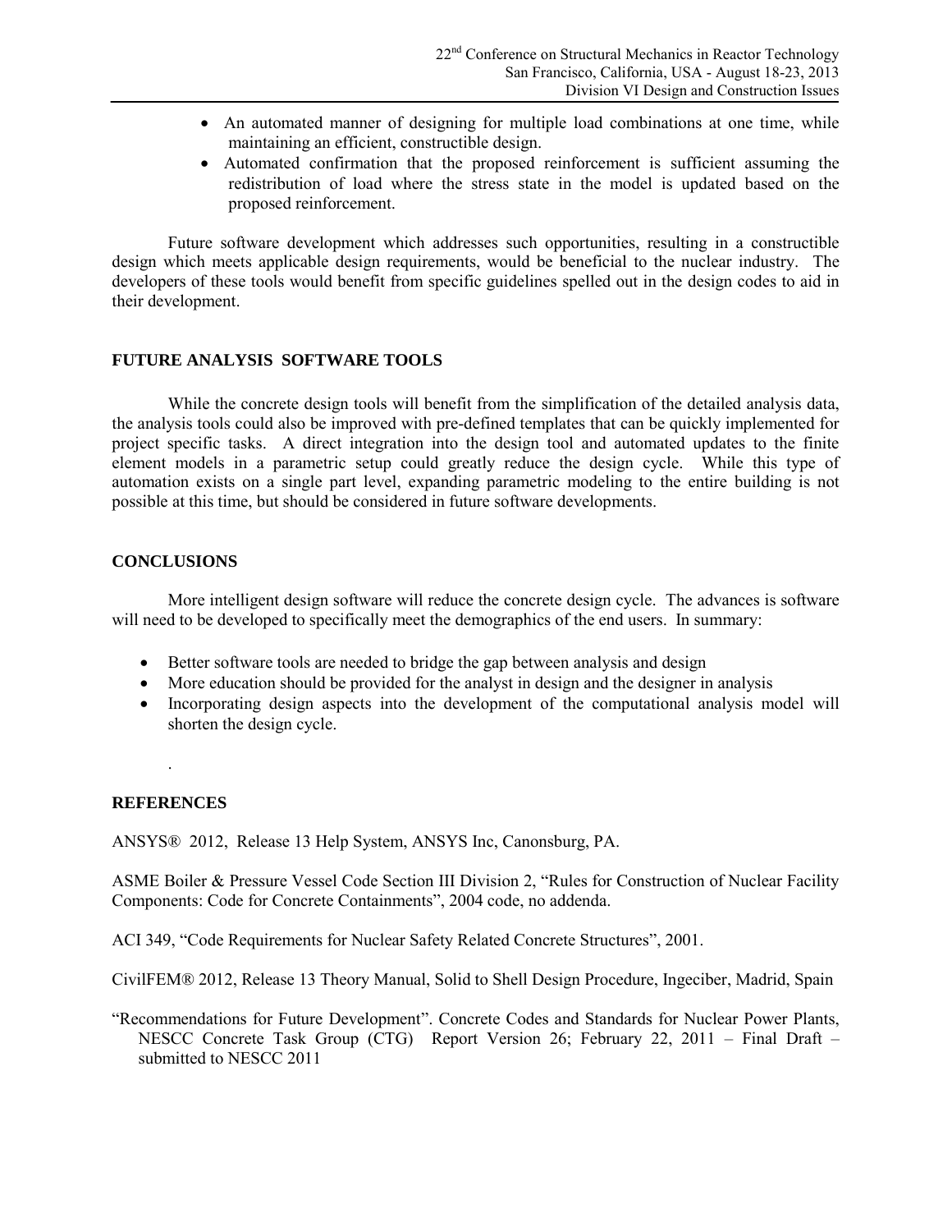- An automated manner of designing for multiple load combinations at one time, while maintaining an efficient, constructible design.
- Automated confirmation that the proposed reinforcement is sufficient assuming the redistribution of load where the stress state in the model is updated based on the proposed reinforcement.

Future software development which addresses such opportunities, resulting in a constructible design which meets applicable design requirements, would be beneficial to the nuclear industry. The developers of these tools would benefit from specific guidelines spelled out in the design codes to aid in their development.

## FUTURE ANALYSIS SOFTWARE TOOLS

While the concrete design tools will benefit from the simplification of the detailed analysis data, the analysis tools could also be improved with pre-defined templates that can be quickly implemented for project specific tasks. A direct integration into the design tool and automated updates to the finite element models in a parametric setup could greatly reduce the design cycle. While this type of automation exists on a single part level, expanding parametric modeling to the entire building is not possible at this time, but should be considered in future software developments.

## CONCLUSIONS

More intelligent design software will reduce the concrete design cycle. The advances is software will need to be developed to specifically meet the demographics of the end users. In summary:

- Better software tools are needed to bridge the gap between analysis and design
- More education should be provided for the analyst in design and the designer in analysis
- Incorporating design aspects into the development of the computational analysis model will shorten the design cycle.

.

## REFERENCES

ANSYS® 2012, Release 13 Help System, ANSYS Inc, Canonsburg, PA.

ASME Boiler & Pressure Vessel Code Section III Division 2, "Rules for Construction of Nuclear Facility Components: Code for Concrete Containments", 2004 code, no addenda.

ACI 349, "Code Requirements for Nuclear Safety Related Concrete Structures", 2001.

CivilFEM® 2012, Release 13 Theory Manual, Solid to Shell Design Procedure, Ingeciber, Madrid, Spain

"Recommendations for Future Development". Concrete Codes and Standards for Nuclear Power Plants, NESCC Concrete Task Group (CTG) Report Version 26; February 22, 2011 – Final Draft – submitted to NESCC 2011